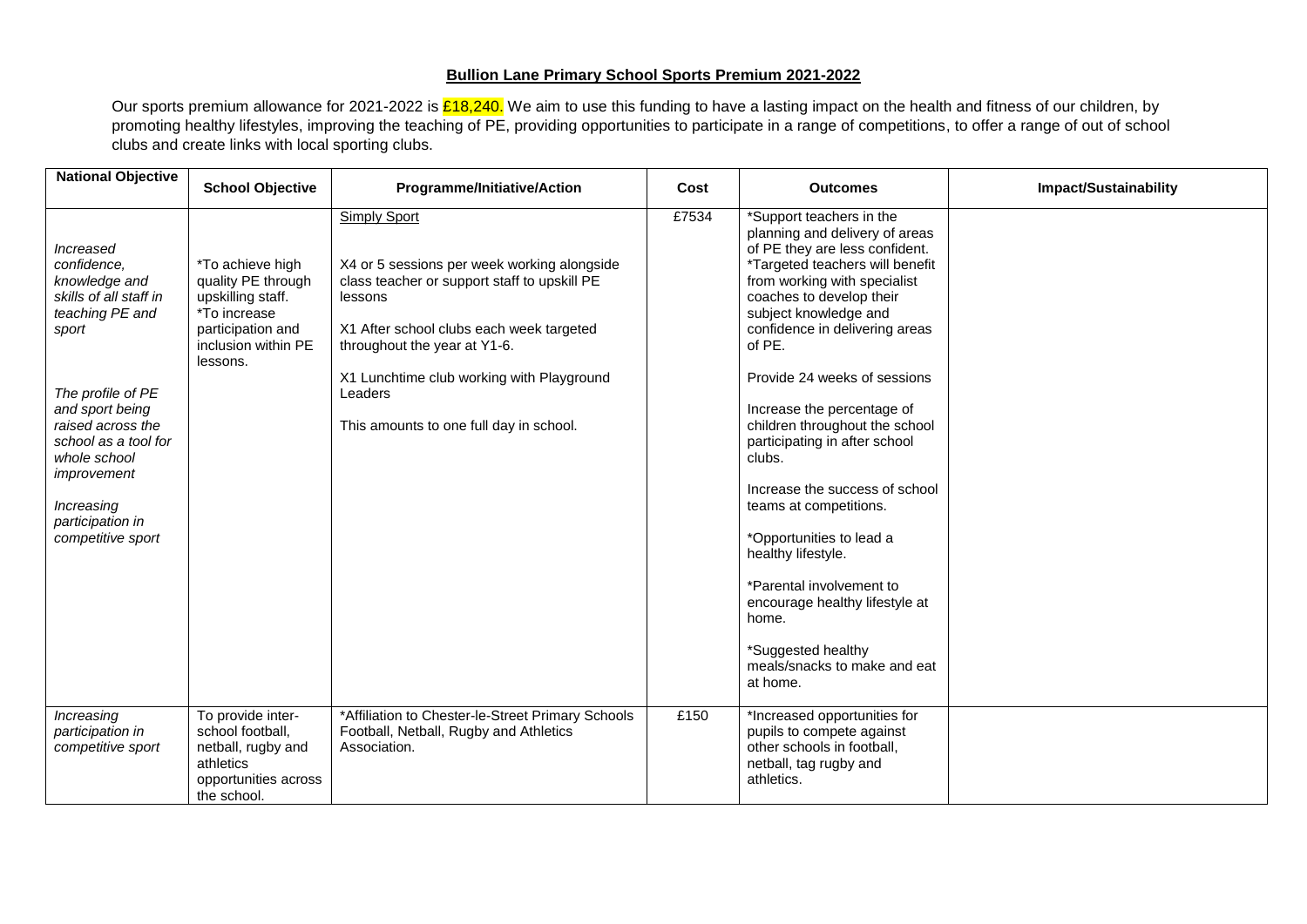**Bullion Lane Primary School Sports Premium 2021-2022**

Our sports premium allowance for 2021-2022 is £18,240. We aim to use this funding to have a lasting impact on the health and fitness of our children, by promoting healthy lifestyles, improving the teaching of PE, providing opportunities to participate in a range of competitions, to offer a range of out of school clubs and create links with local sporting clubs.

| National Objective | School Objective | Programme/Initiative/Action | Cost | Outcomes | Impact/Sustainability |
|---|---|---|---|---|---|
| *Increased confidence, knowledge and skills of all staff in teaching PE and sport*<br><br>*The profile of PE and sport being raised across the school as a tool for whole school improvement*<br><br>*Increasing participation in competitive sport* | *To achieve high quality PE through upskilling staff.<br>*To increase participation and inclusion within PE lessons. | Simply Sport<br><br>X4 or 5 sessions per week working alongside class teacher or support staff to upskill PE lessons<br><br>X1 After school clubs each week targeted throughout the year at Y1-6.<br><br>X1 Lunchtime club working with Playground Leaders<br><br>This amounts to one full day in school. | £7534 | *Support teachers in the planning and delivery of areas of PE they are less confident.<br>*Targeted teachers will benefit from working with specialist coaches to develop their subject knowledge and confidence in delivering areas of PE.<br><br>Provide 24 weeks of sessions<br><br>Increase the percentage of children throughout the school participating in after school clubs.<br><br>Increase the success of school teams at competitions.<br><br>*Opportunities to lead a healthy lifestyle.<br><br>*Parental involvement to encourage healthy lifestyle at home.<br><br>*Suggested healthy meals/snacks to make and eat at home. | |
| *Increasing participation in competitive sport* | To provide inter-school football, netball, rugby and athletics opportunities across the school. | *Affiliation to Chester-le-Street Primary Schools Football, Netball, Rugby and Athletics Association. | £150 | *Increased opportunities for pupils to compete against other schools in football, netball, tag rugby and athletics. | |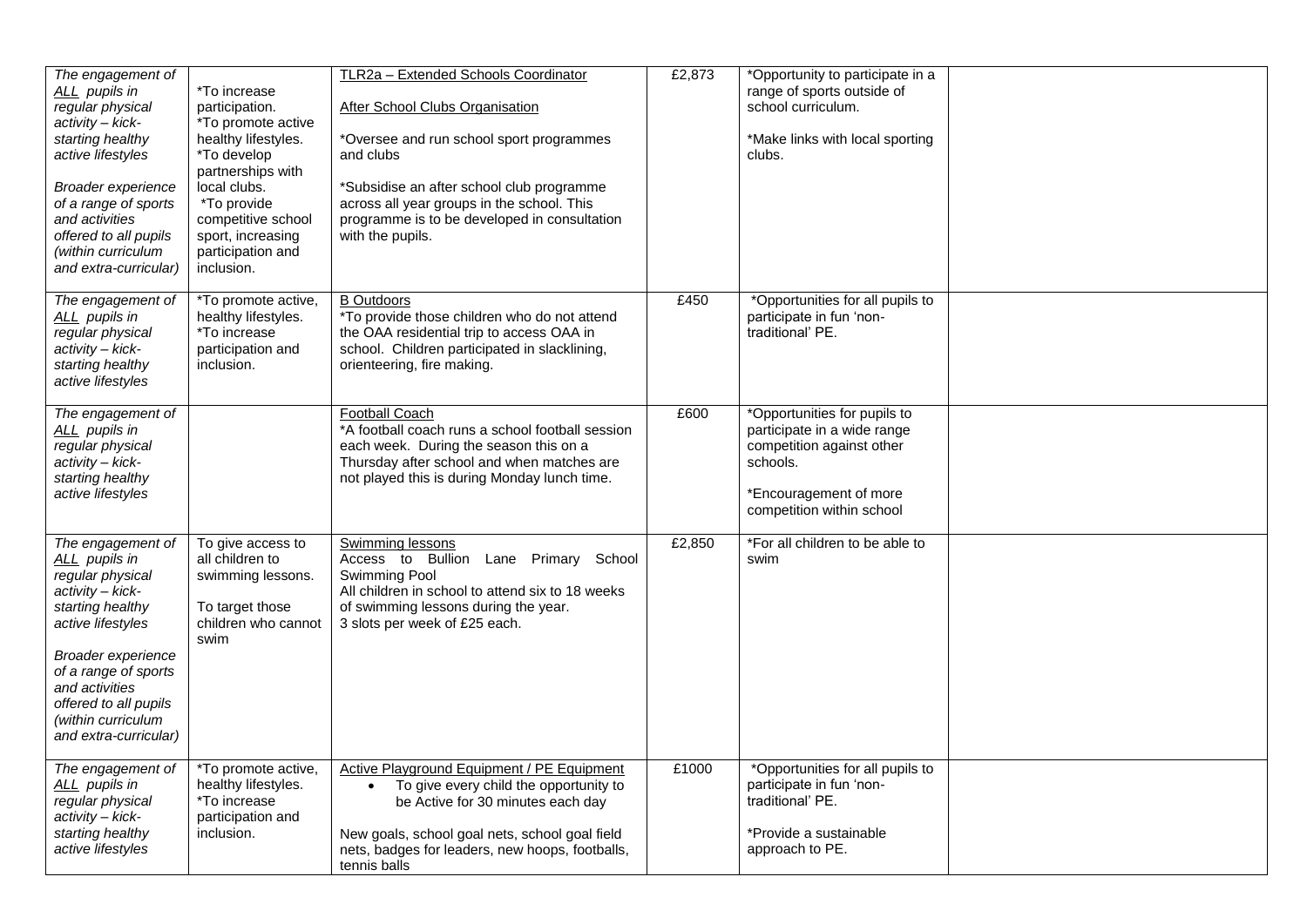| | | | | | |
|---|---|---|---|---|---|
| *The engagement of ALL pupils in regular physical activity – kick-starting healthy active lifestyles*<br><br>*Broader experience of a range of sports and activities offered to all pupils (within curriculum and extra-curricular)* | *To increase participation.<br>*To promote active healthy lifestyles.<br>*To develop partnerships with local clubs.<br>*To provide competitive school sport, increasing participation and inclusion. | TLR2a – Extended Schools Coordinator<br><br>After School Clubs Organisation<br><br>*Oversee and run school sport programmes and clubs<br><br>*Subsidise an after school club programme across all year groups in the school. This programme is to be developed in consultation with the pupils. | £2,873 | *Opportunity to participate in a range of sports outside of school curriculum.<br><br>*Make links with local sporting clubs. | |
| *The engagement of ALL pupils in regular physical activity – kick-starting healthy active lifestyles* | *To promote active, healthy lifestyles.<br>*To increase participation and inclusion. | B Outdoors<br>*To provide those children who do not attend the OAA residential trip to access OAA in school. Children participated in slacklining, orienteering, fire making. | £450 | *Opportunities for all pupils to participate in fun 'non-traditional' PE. | |
| *The engagement of ALL pupils in regular physical activity – kick-starting healthy active lifestyles* | | Football Coach<br>*A football coach runs a school football session each week. During the season this on a Thursday after school and when matches are not played this is during Monday lunch time. | £600 | *Opportunities for pupils to participate in a wide range competition against other schools.<br><br>*Encouragement of more competition within school | |
| *The engagement of ALL pupils in regular physical activity – kick-starting healthy active lifestyles*<br><br>*Broader experience of a range of sports and activities offered to all pupils (within curriculum and extra-curricular)* | To give access to all children to swimming lessons.<br><br>To target those children who cannot swim | Swimming lessons<br>Access to Bullion Lane Primary School Swimming Pool<br>All children in school to attend six to 18 weeks of swimming lessons during the year.<br>3 slots per week of £25 each. | £2,850 | *For all children to be able to swim | |
| *The engagement of ALL pupils in regular physical activity – kick-starting healthy active lifestyles* | *To promote active, healthy lifestyles.<br>*To increase participation and inclusion. | Active Playground Equipment / PE Equipment<br>• To give every child the opportunity to be Active for 30 minutes each day<br><br>New goals, school goal nets, school goal field nets, badges for leaders, new hoops, footballs, tennis balls | £1000 | *Opportunities for all pupils to participate in fun 'non-traditional' PE.<br><br>*Provide a sustainable approach to PE. | |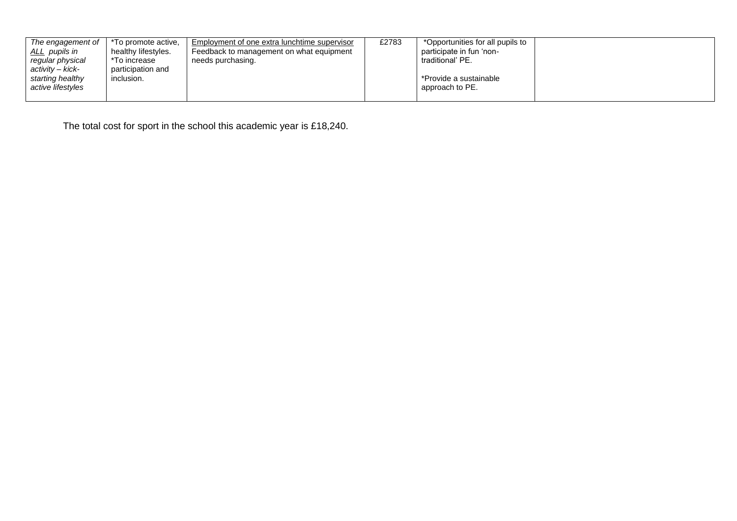| | | | | | |
|---|---|---|---|---|---|
| *The engagement of <u>ALL</u> pupils in regular physical activity – kick-starting healthy active lifestyles* | *To promote active, healthy lifestyles.<br>*To increase participation and inclusion. | <u>Employment of one extra lunchtime supervisor</u><br>Feedback to management on what equipment needs purchasing. | £2783 | *Opportunities for all pupils to participate in fun 'non-traditional' PE.<br><br>*Provide a sustainable approach to PE. | |

The total cost for sport in the school this academic year is £18,240.